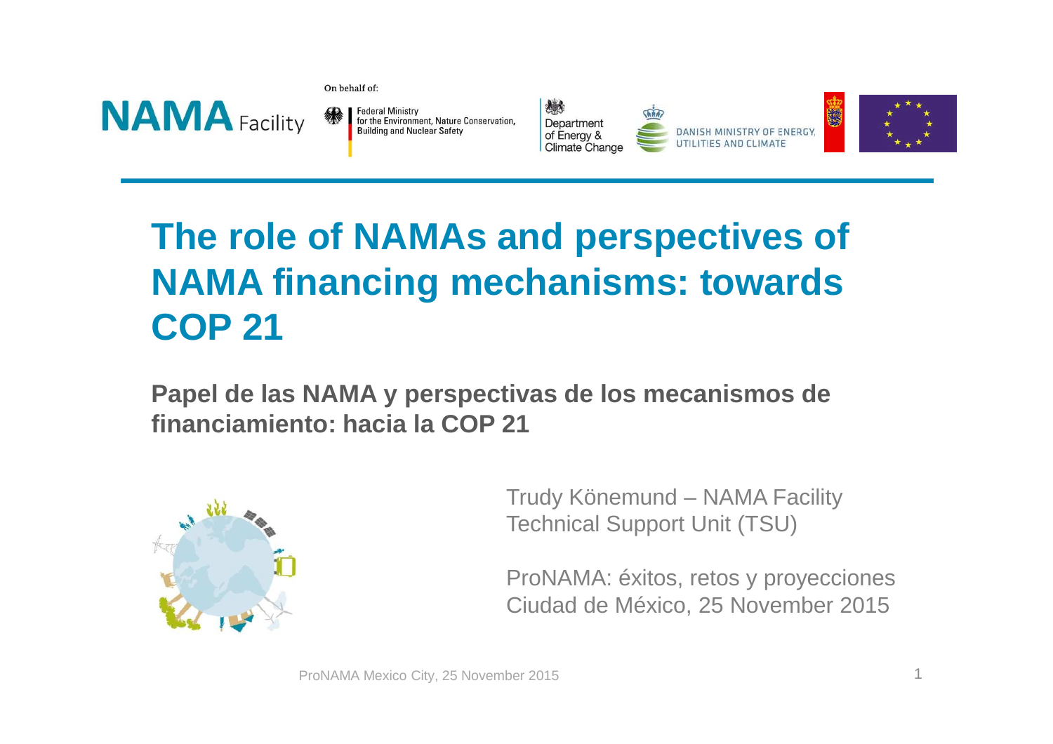NAMA Facility

On behalf of:

Federal Ministry for the Environment, Nature Conservation, Building and Nuclear Safety

Department of Energy & Climate Change

DANISH MINISTRY OF ENERGY, UTILITIES AND CLIMATE

# The role of NAMAs and perspectives of NAMA financing mechanisms: towards COP 21

## Papel de las NAMA y perspectivas de los mecanismos de financiamiento: hacia la COP 21

Trudy Könemund – NAMA Facility Technical Support Unit (TSU)

ProNAMA: éxitos, retos y proyecciones
Ciudad de México, 25 November 2015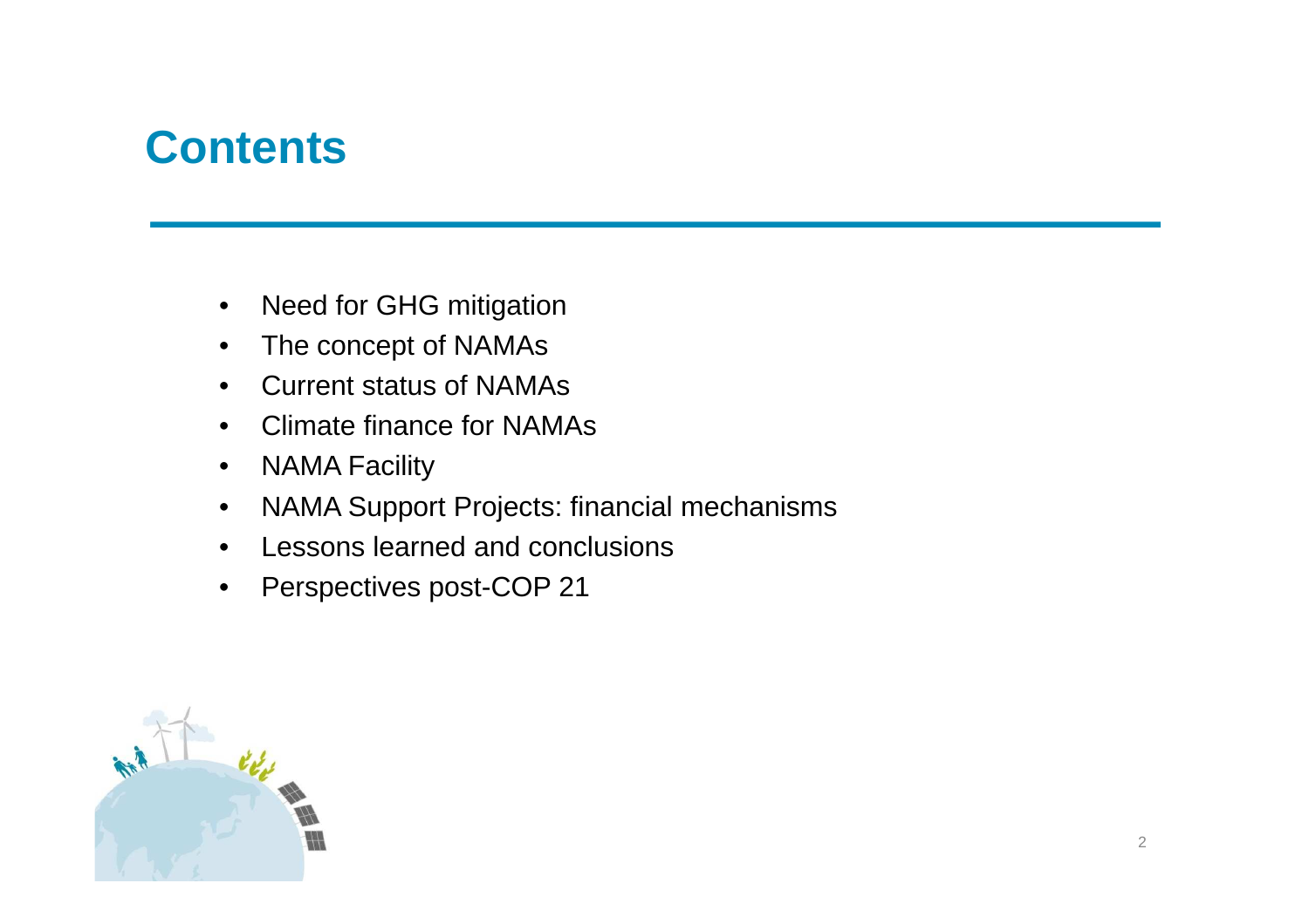# Contents

- Need for GHG mitigation
- The concept of NAMAs
- Current status of NAMAs
- Climate finance for NAMAs
- NAMA Facility
- NAMA Support Projects: financial mechanisms
- Lessons learned and conclusions
- Perspectives post-COP 21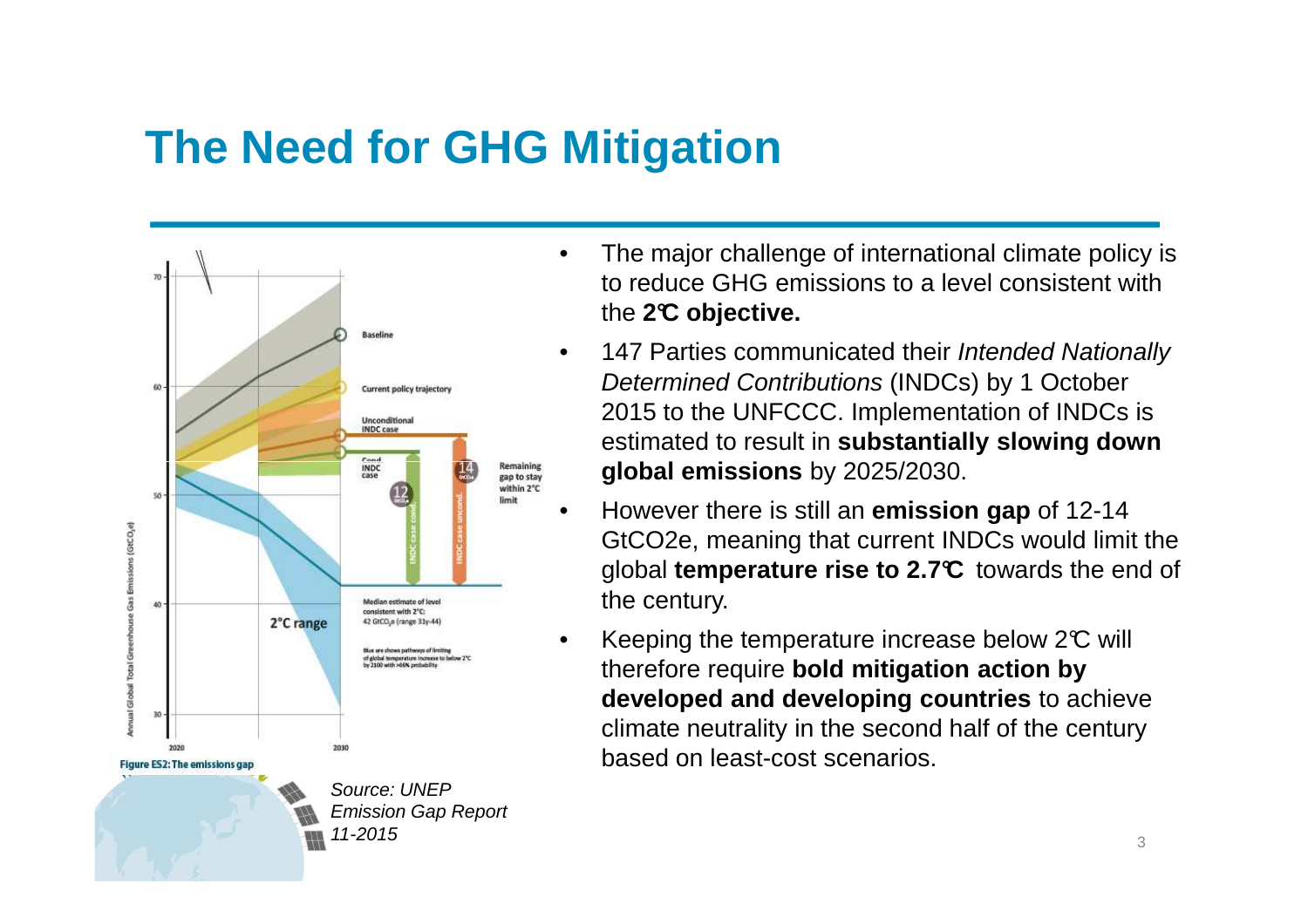# The Need for GHG Mitigation

Figure ES2: The emissions gap

*Source: UNEP Emission Gap Report 11-2015*

- The major challenge of international climate policy is to reduce GHG emissions to a level consistent with the **2℃ objective.**
- 147 Parties communicated their *Intended Nationally Determined Contributions* (INDCs) by 1 October 2015 to the UNFCCC. Implementation of INDCs is estimated to result in **substantially slowing down global emissions** by 2025/2030.
- However there is still an **emission gap** of 12-14 GtCO2e, meaning that current INDCs would limit the global **temperature rise to 2.7℃** towards the end of the century.
- Keeping the temperature increase below 2℃ will therefore require **bold mitigation action by developed and developing countries** to achieve climate neutrality in the second half of the century based on least-cost scenarios.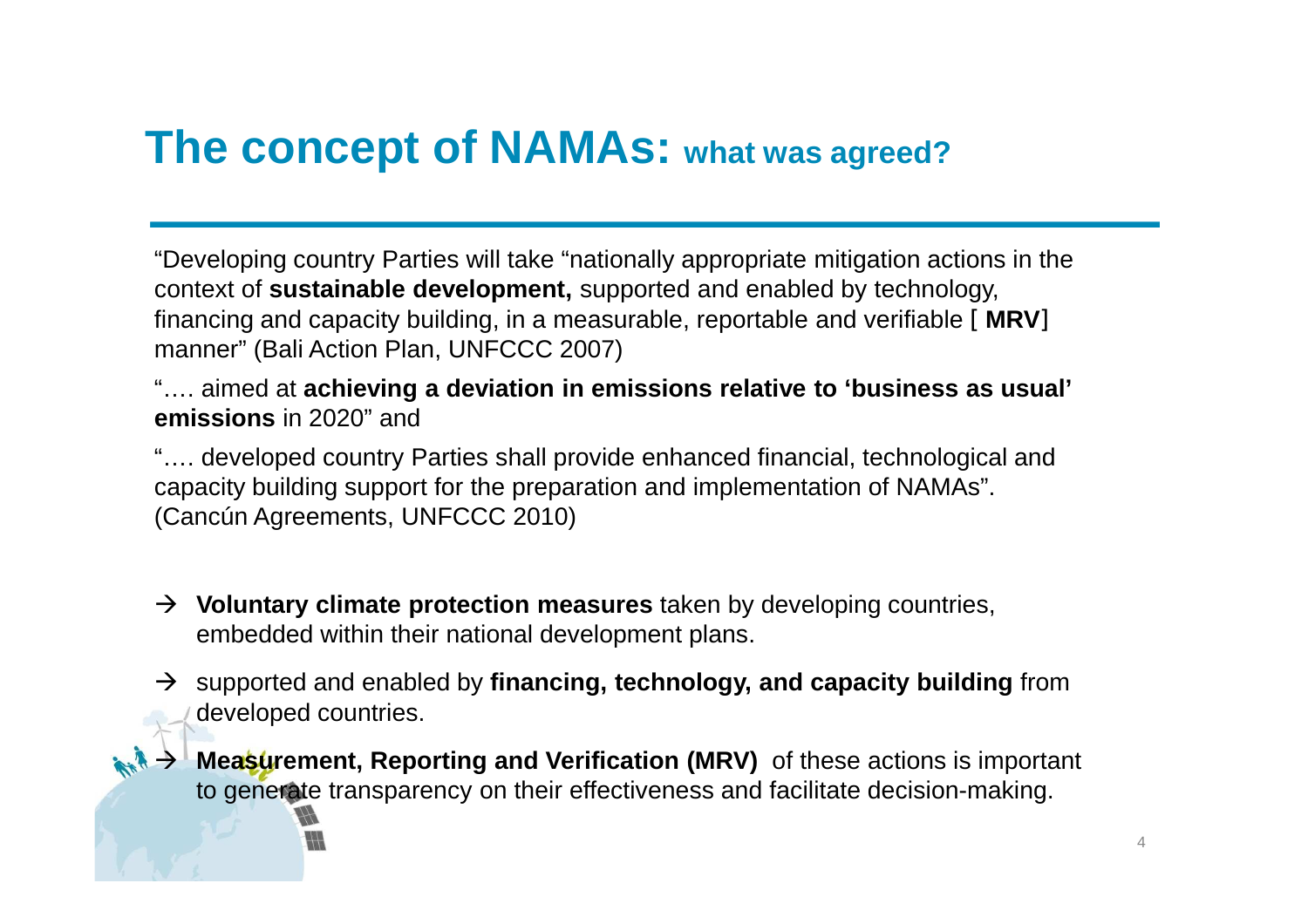# The concept of NAMAs: what was agreed?

"Developing country Parties will take "nationally appropriate mitigation actions in the context of **sustainable development,** supported and enabled by technology, financing and capacity building, in a measurable, reportable and verifiable [ **MRV**] manner" (Bali Action Plan, UNFCCC 2007)

"…. aimed at **achieving a deviation in emissions relative to 'business as usual' emissions** in 2020" and

"…. developed country Parties shall provide enhanced financial, technological and capacity building support for the preparation and implementation of NAMAs". (Cancún Agreements, UNFCCC 2010)

- → **Voluntary climate protection measures** taken by developing countries, embedded within their national development plans.
- → supported and enabled by **financing, technology, and capacity building** from developed countries.
- → **Measurement, Reporting and Verification (MRV)** of these actions is important to generate transparency on their effectiveness and facilitate decision-making.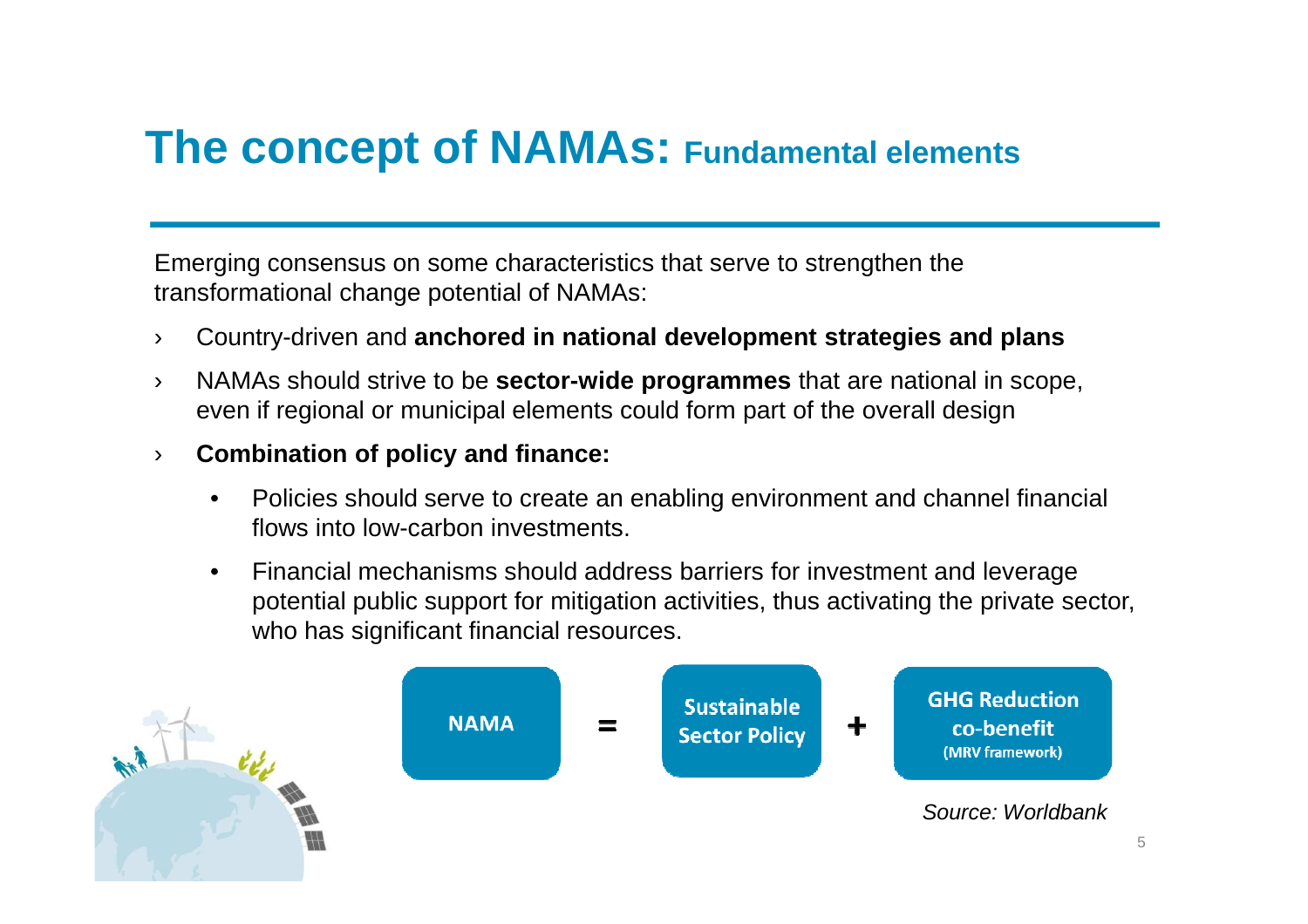# The concept of NAMAs: Fundamental elements

Emerging consensus on some characteristics that serve to strengthen the transformational change potential of NAMAs:

- Country-driven and **anchored in national development strategies and plans**
- NAMAs should strive to be **sector-wide programmes** that are national in scope, even if regional or municipal elements could form part of the overall design
- **Combination of policy and finance:**
  - Policies should serve to create an enabling environment and channel financial flows into low-carbon investments.
  - Financial mechanisms should address barriers for investment and leverage potential public support for mitigation activities, thus activating the private sector, who has significant financial resources.

**NAMA** = **Sustainable Sector Policy** + **GHG Reduction co-benefit (MRV framework)**

*Source: Worldbank*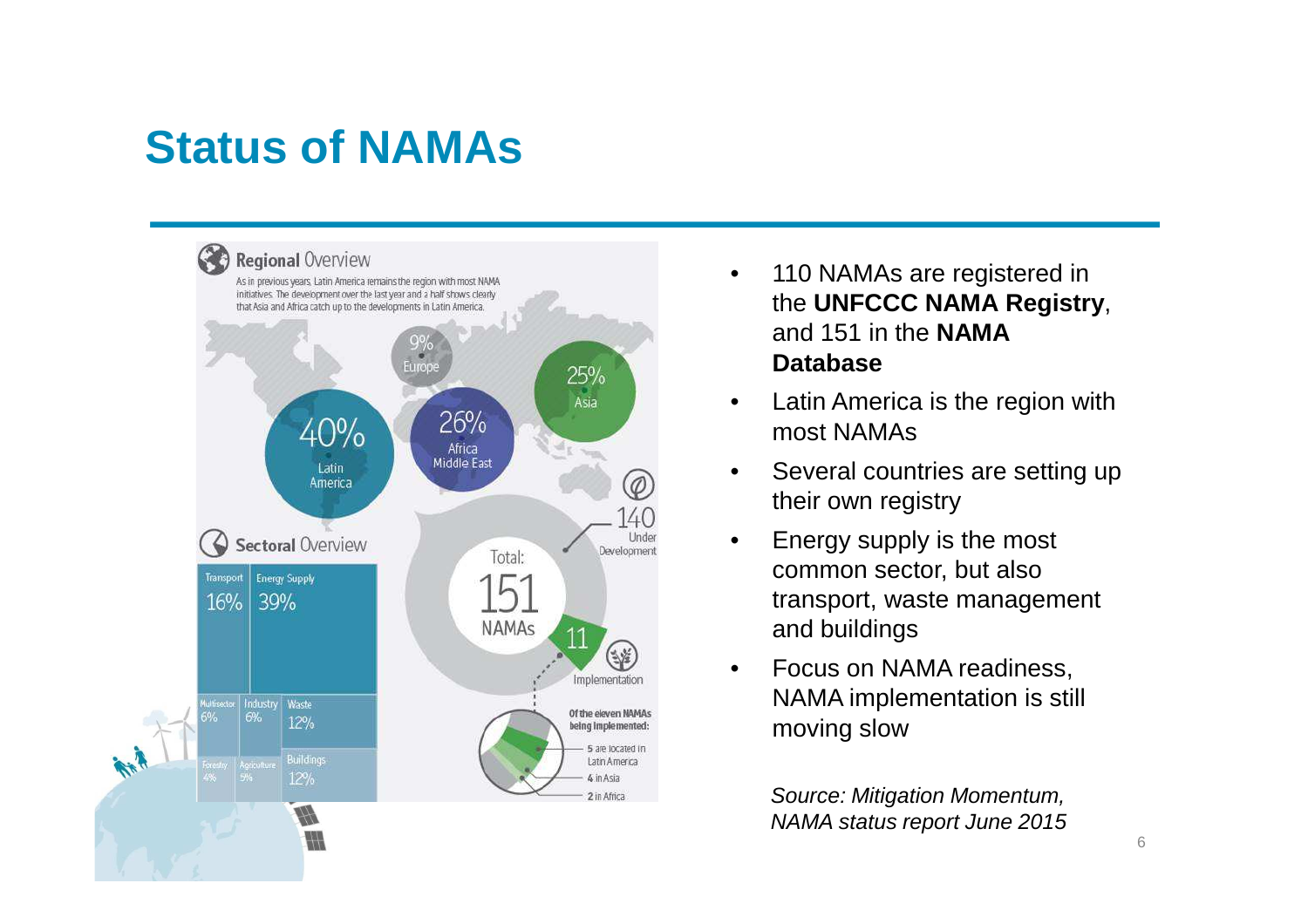# Status of NAMAs

**Regional Overview**

As in previous years, Latin America remains the region with most NAMA initiatives. The development over the last year and a half shows clearly that Asia and Africa catch up to the developments in Latin America.

- 40% Latin America
- 26% Africa Middle East
- 25% Asia
- 9% Europe

**Sectoral Overview**

| Sector | Share |
|---|---|
| Transport | 16% |
| Energy Supply | 39% |
| Multisector | 6% |
| Industry | 6% |
| Waste | 12% |
| Forestry | 4% |
| Agriculture | 5% |
| Buildings | 12% |

Total: 151 NAMAs

- 140 Under Development
- 11 Implementation

Of the eleven NAMAs being implemented:

- 5 are located in Latin America
- 4 in Asia
- 2 in Africa

- 110 NAMAs are registered in the **UNFCCC NAMA Registry**, and 151 in the **NAMA Database**
- Latin America is the region with most NAMAs
- Several countries are setting up their own registry
- Energy supply is the most common sector, but also transport, waste management and buildings
- Focus on NAMA readiness, NAMA implementation is still moving slow

*Source: Mitigation Momentum, NAMA status report June 2015*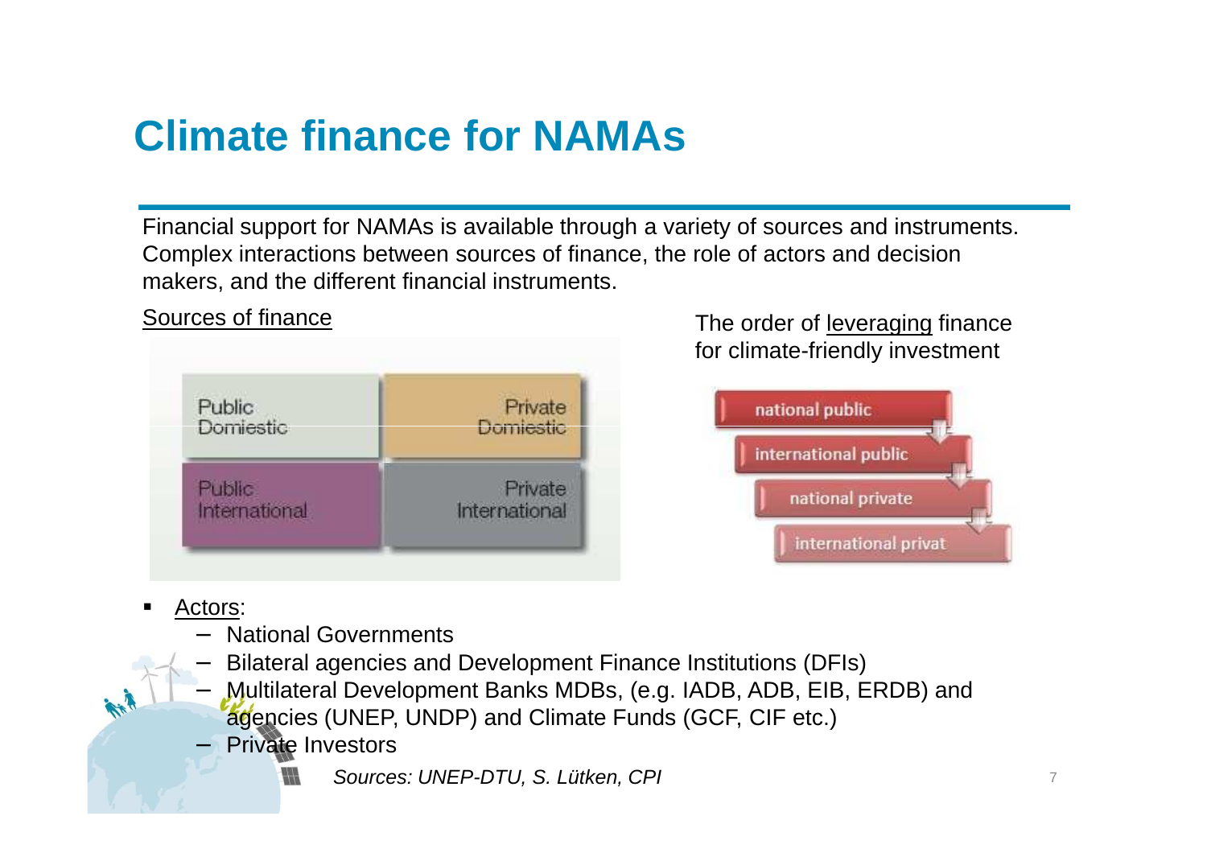# Climate finance for NAMAs

Financial support for NAMAs is available through a variety of sources and instruments. Complex interactions between sources of finance, the role of actors and decision makers, and the different financial instruments.

Sources of finance

| Public Domestic | Private Domestic |
| --- | --- |
| Public International | Private International |

The order of leveraging finance for climate-friendly investment

1. national public
2. international public
3. national private
4. international privat

- Actors:
  - National Governments
  - Bilateral agencies and Development Finance Institutions (DFIs)
  - Multilateral Development Banks MDBs, (e.g. IADB, ADB, EIB, ERDB) and agencies (UNEP, UNDP) and Climate Funds (GCF, CIF etc.)
  - Private Investors

*Sources: UNEP-DTU, S. Lütken, CPI*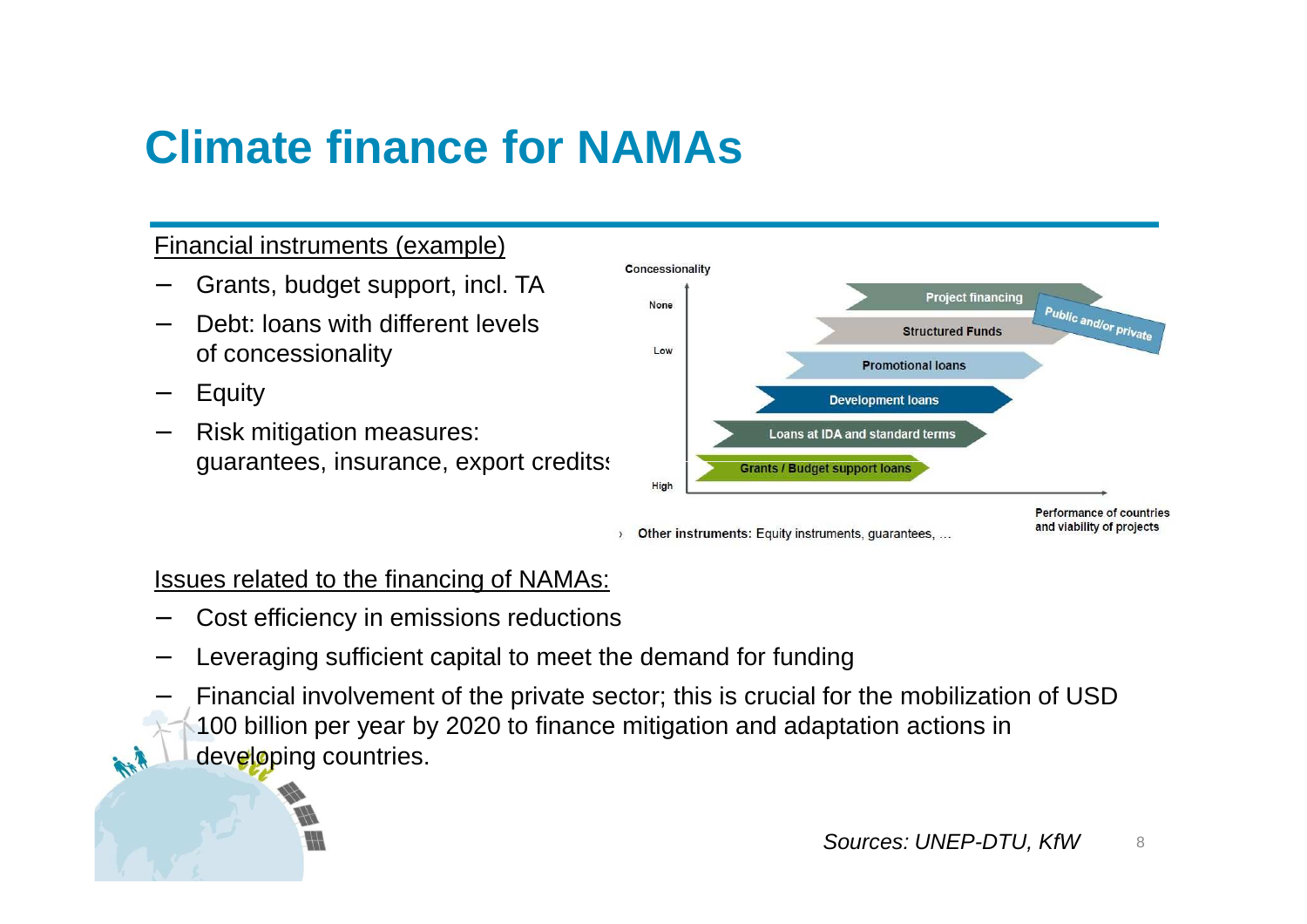# Climate finance for NAMAs

Financial instruments (example)

- Grants, budget support, incl. TA
- Debt: loans with different levels of concessionality
- Equity
- Risk mitigation measures: guarantees, insurance, export credits

Concessionality

None

Low

High

- Project financing
- Structured Funds
- Promotional loans
- Development loans
- Loans at IDA and standard terms
- Grants / Budget support loans

Public and/or private

Performance of countries and viability of projects

› **Other instruments:** Equity instruments, guarantees, …

Issues related to the financing of NAMAs:

- Cost efficiency in emissions reductions
- Leveraging sufficient capital to meet the demand for funding
- Financial involvement of the private sector; this is crucial for the mobilization of USD 100 billion per year by 2020 to finance mitigation and adaptation actions in developing countries.

*Sources: UNEP-DTU, KfW*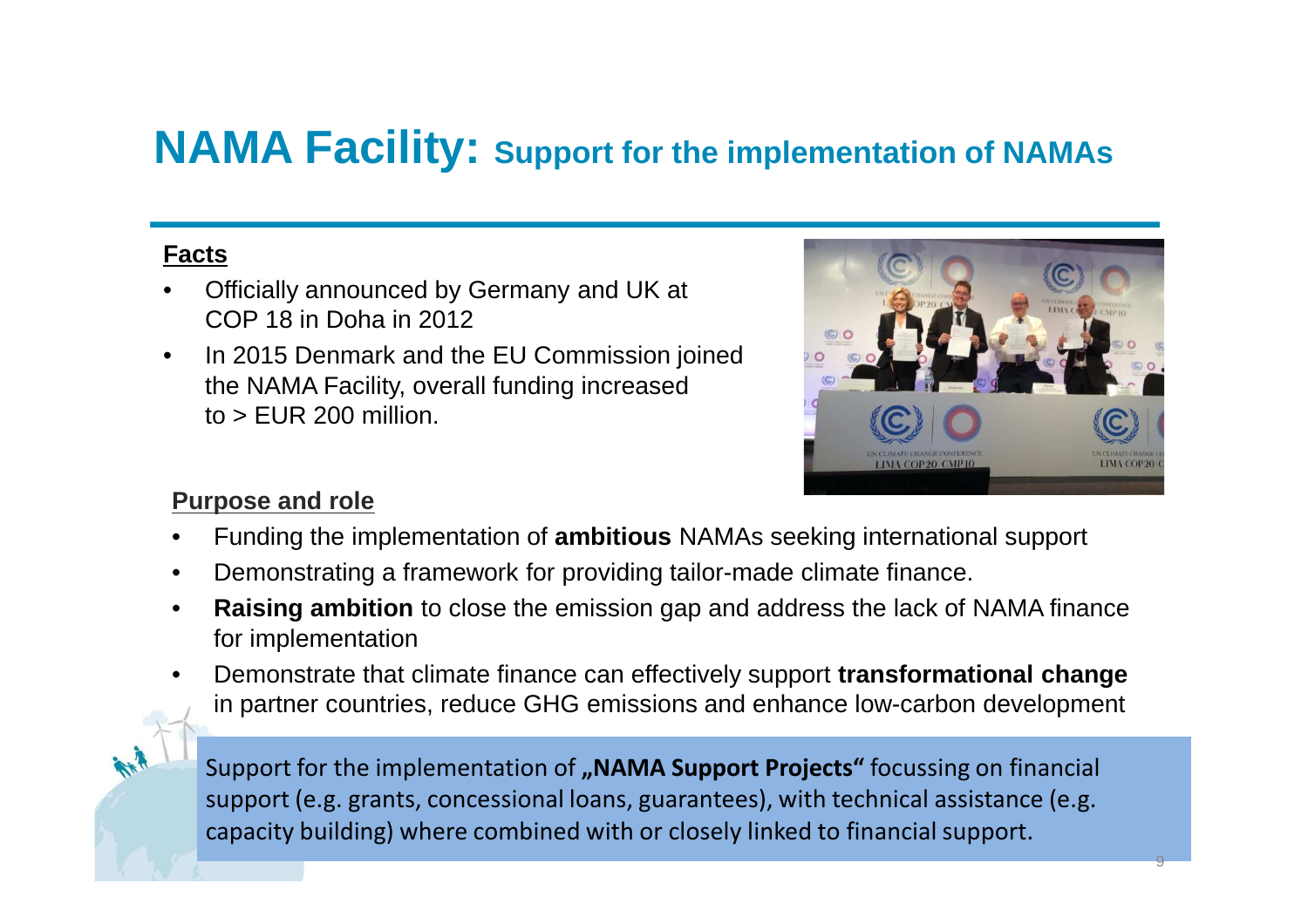# NAMA Facility: Support for the implementation of NAMAs

**Facts**

- Officially announced by Germany and UK at COP 18 in Doha in 2012
- In 2015 Denmark and the EU Commission joined the NAMA Facility, overall funding increased to > EUR 200 million.

**Purpose and role**

- Funding the implementation of **ambitious** NAMAs seeking international support
- Demonstrating a framework for providing tailor-made climate finance.
- **Raising ambition** to close the emission gap and address the lack of NAMA finance for implementation
- Demonstrate that climate finance can effectively support **transformational change** in partner countries, reduce GHG emissions and enhance low-carbon development

Support for the implementation of **„NAMA Support Projects“** focussing on financial support (e.g. grants, concessional loans, guarantees), with technical assistance (e.g. capacity building) where combined with or closely linked to financial support.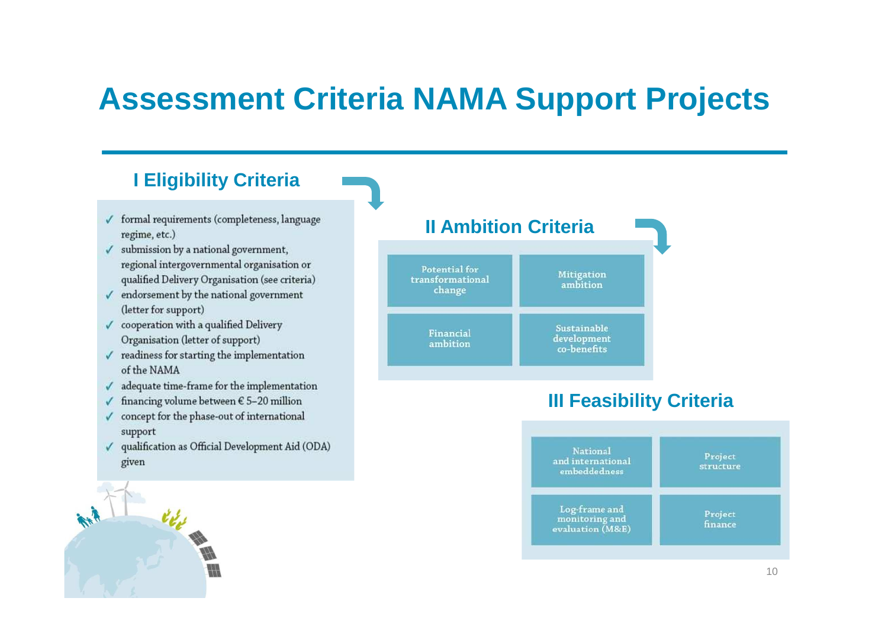# Assessment Criteria NAMA Support Projects

## I Eligibility Criteria

- ✓ formal requirements (completeness, language regime, etc.)
- ✓ submission by a national government, regional intergovernmental organisation or qualified Delivery Organisation (see criteria)
- ✓ endorsement by the national government (letter for support)
- ✓ cooperation with a qualified Delivery Organisation (letter of support)
- ✓ readiness for starting the implementation of the NAMA
- ✓ adequate time-frame for the implementation
- ✓ financing volume between € 5–20 million
- ✓ concept for the phase-out of international support
- ✓ qualification as Official Development Aid (ODA) given

## II Ambition Criteria

- Potential for transformational change
- Mitigation ambition
- Financial ambition
- Sustainable development co-benefits

## III Feasibility Criteria

- National and international embeddedness
- Project structure
- Log-frame and monitoring and evaluation (M&E)
- Project finance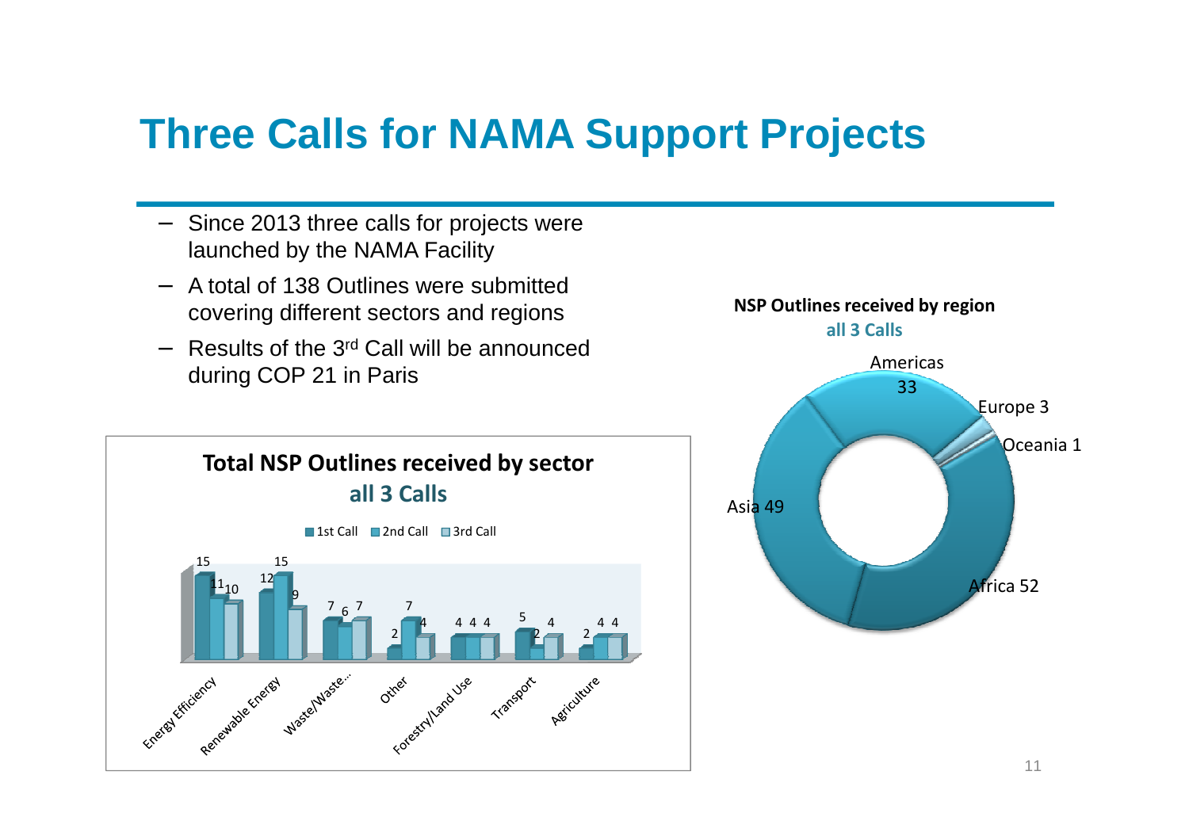# Three Calls for NAMA Support Projects

- Since 2013 three calls for projects were launched by the NAMA Facility
- A total of 138 Outlines were submitted covering different sectors and regions
- Results of the 3rd Call will be announced during COP 21 in Paris

**Total NSP Outlines received by sector**
**all 3 Calls**

| Sector | 1st Call | 2nd Call | 3rd Call |
|---|---|---|---|
| Energy Efficiency | 15 | 11 | 10 |
| Renewable Energy | 12 | 15 | 9 |
| Waste/Waste... | 7 | 6 | 7 |
| Other | 2 | 7 | 4 |
| Forestry/Land Use | 4 | 4 | 4 |
| Transport | 5 | 2 | 4 |
| Agriculture | 2 | 4 | 4 |

**NSP Outlines received by region**
**all 3 Calls**

| Region | Outlines |
|---|---|
| Americas | 33 |
| Europe | 3 |
| Oceania | 1 |
| Africa | 52 |
| Asia | 49 |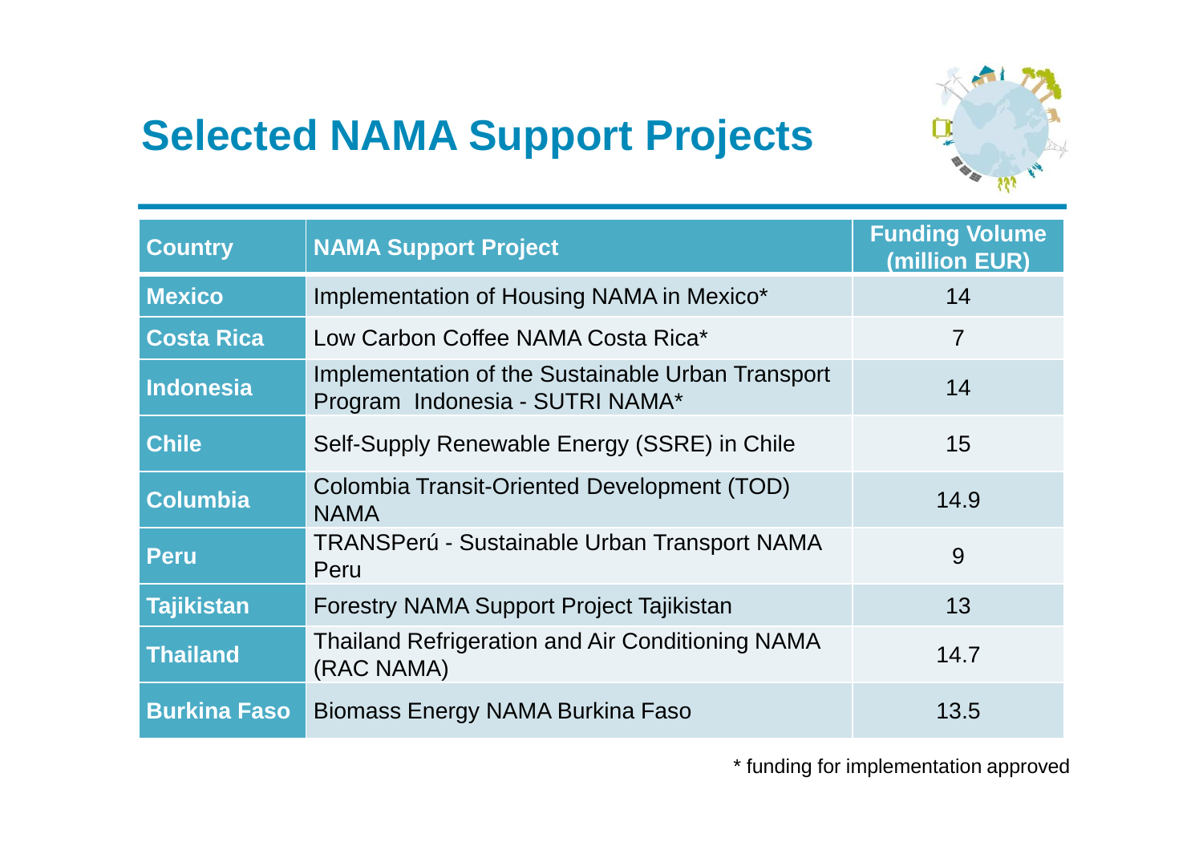# Selected NAMA Support Projects

| Country | NAMA Support Project | Funding Volume (million EUR) |
|---|---|---|
| Mexico | Implementation of Housing NAMA in Mexico* | 14 |
| Costa Rica | Low Carbon Coffee NAMA Costa Rica* | 7 |
| Indonesia | Implementation of the Sustainable Urban Transport Program Indonesia - SUTRI NAMA* | 14 |
| Chile | Self-Supply Renewable Energy (SSRE) in Chile | 15 |
| Columbia | Colombia Transit-Oriented Development (TOD) NAMA | 14.9 |
| Peru | TRANSPerú - Sustainable Urban Transport NAMA Peru | 9 |
| Tajikistan | Forestry NAMA Support Project Tajikistan | 13 |
| Thailand | Thailand Refrigeration and Air Conditioning NAMA (RAC NAMA) | 14.7 |
| Burkina Faso | Biomass Energy NAMA Burkina Faso | 13.5 |

* funding for implementation approved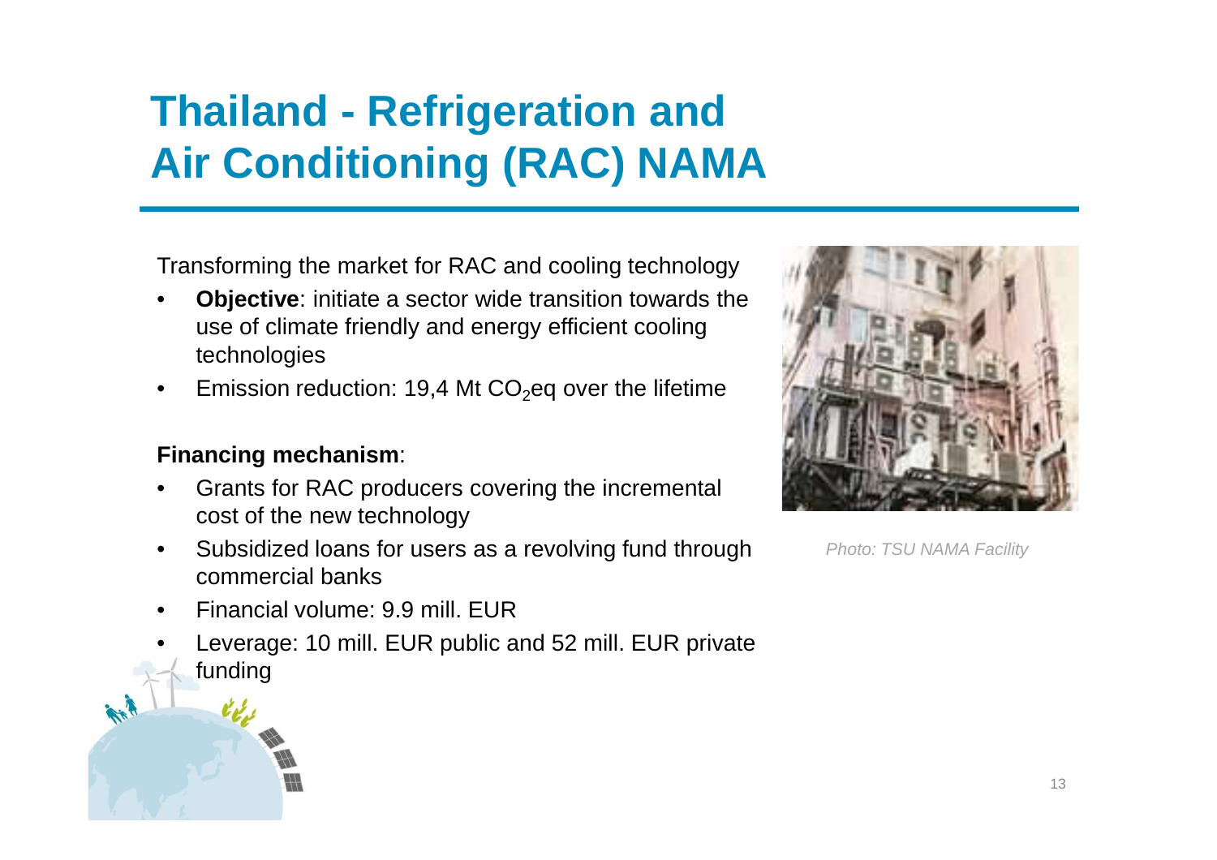# Thailand - Refrigeration and Air Conditioning (RAC) NAMA

Transforming the market for RAC and cooling technology

- **Objective**: initiate a sector wide transition towards the use of climate friendly and energy efficient cooling technologies
- Emission reduction: 19,4 Mt $CO_2$eq over the lifetime

**Financing mechanism**:

- Grants for RAC producers covering the incremental cost of the new technology
- Subsidized loans for users as a revolving fund through commercial banks
- Financial volume: 9.9 mill. EUR
- Leverage: 10 mill. EUR public and 52 mill. EUR private funding

*Photo: TSU NAMA Facility*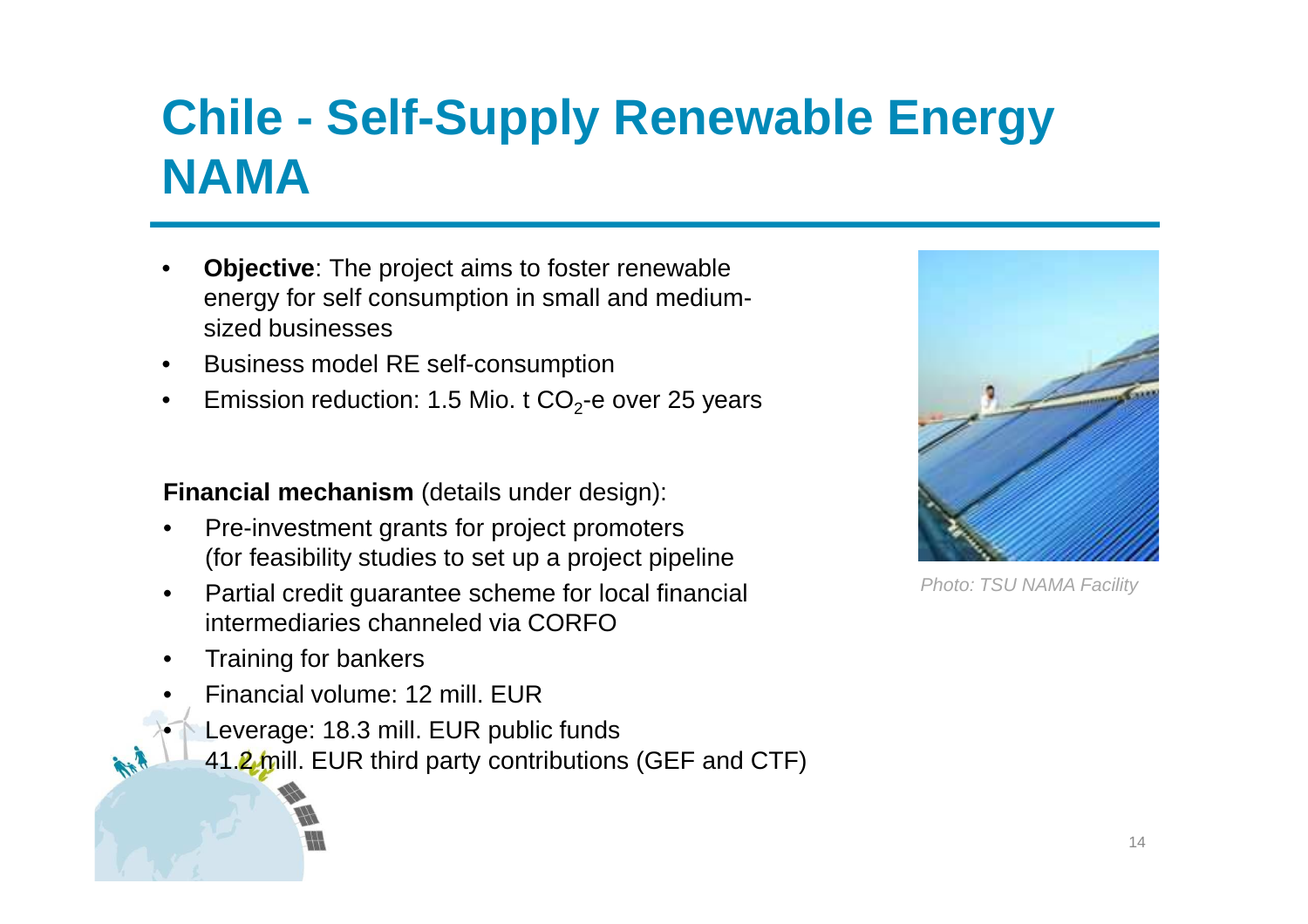# Chile - Self-Supply Renewable Energy NAMA

- **Objective**: The project aims to foster renewable energy for self consumption in small and medium-sized businesses
- Business model RE self-consumption
- Emission reduction: 1.5 Mio. t $CO_2$-e over 25 years

**Financial mechanism** (details under design):

- Pre-investment grants for project promoters (for feasibility studies to set up a project pipeline
- Partial credit guarantee scheme for local financial intermediaries channeled via CORFO
- Training for bankers
- Financial volume: 12 mill. EUR
- Leverage: 18.3 mill. EUR public funds
  41.2 mill. EUR third party contributions (GEF and CTF)

*Photo: TSU NAMA Facility*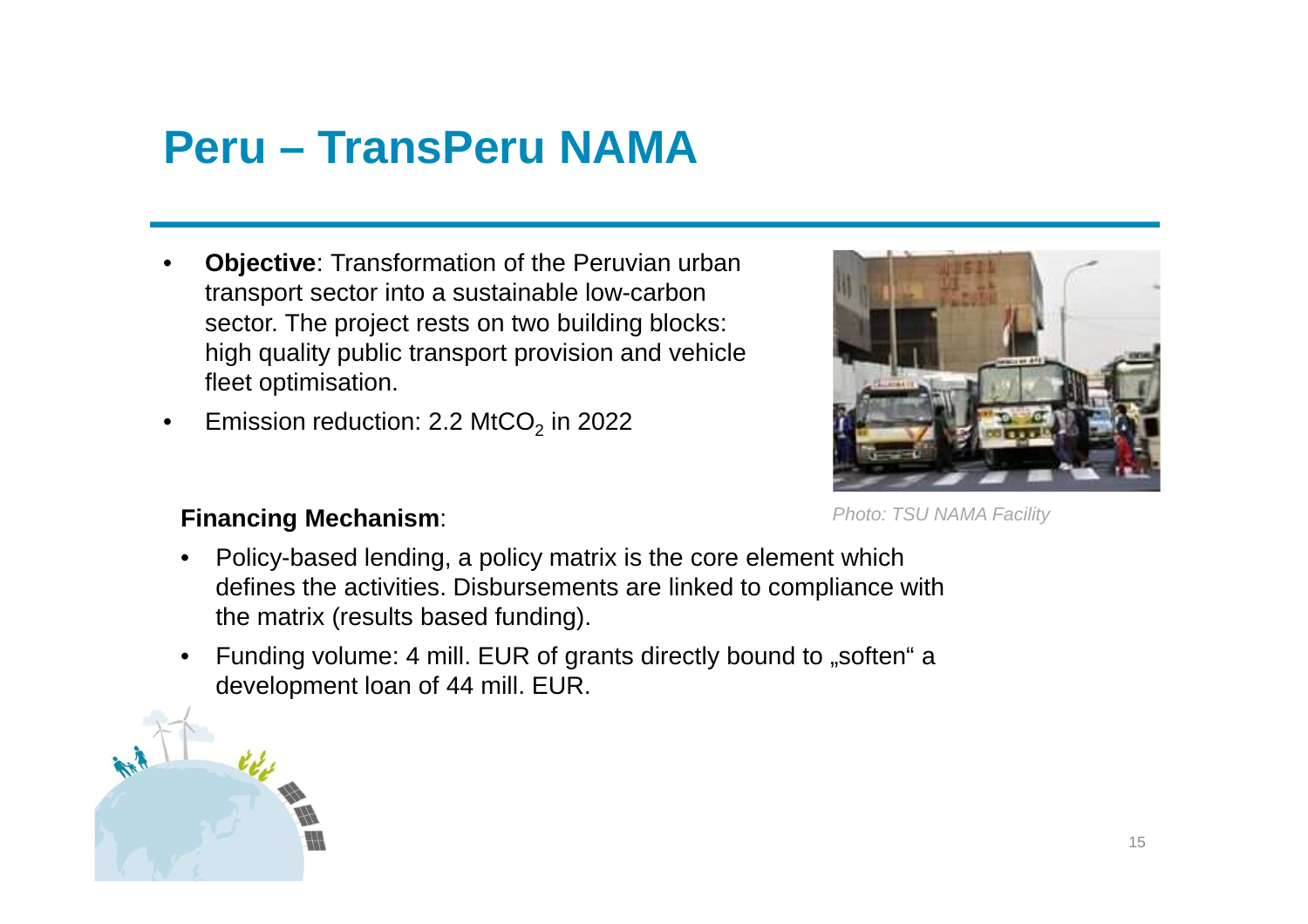# Peru – TransPeru NAMA

- **Objective**: Transformation of the Peruvian urban transport sector into a sustainable low-carbon sector. The project rests on two building blocks: high quality public transport provision and vehicle fleet optimisation.
- Emission reduction: 2.2 Mt$CO_2$ in 2022

*Photo: TSU NAMA Facility*

**Financing Mechanism**:

- Policy-based lending, a policy matrix is the core element which defines the activities. Disbursements are linked to compliance with the matrix (results based funding).
- Funding volume: 4 mill. EUR of grants directly bound to „soften" a development loan of 44 mill. EUR.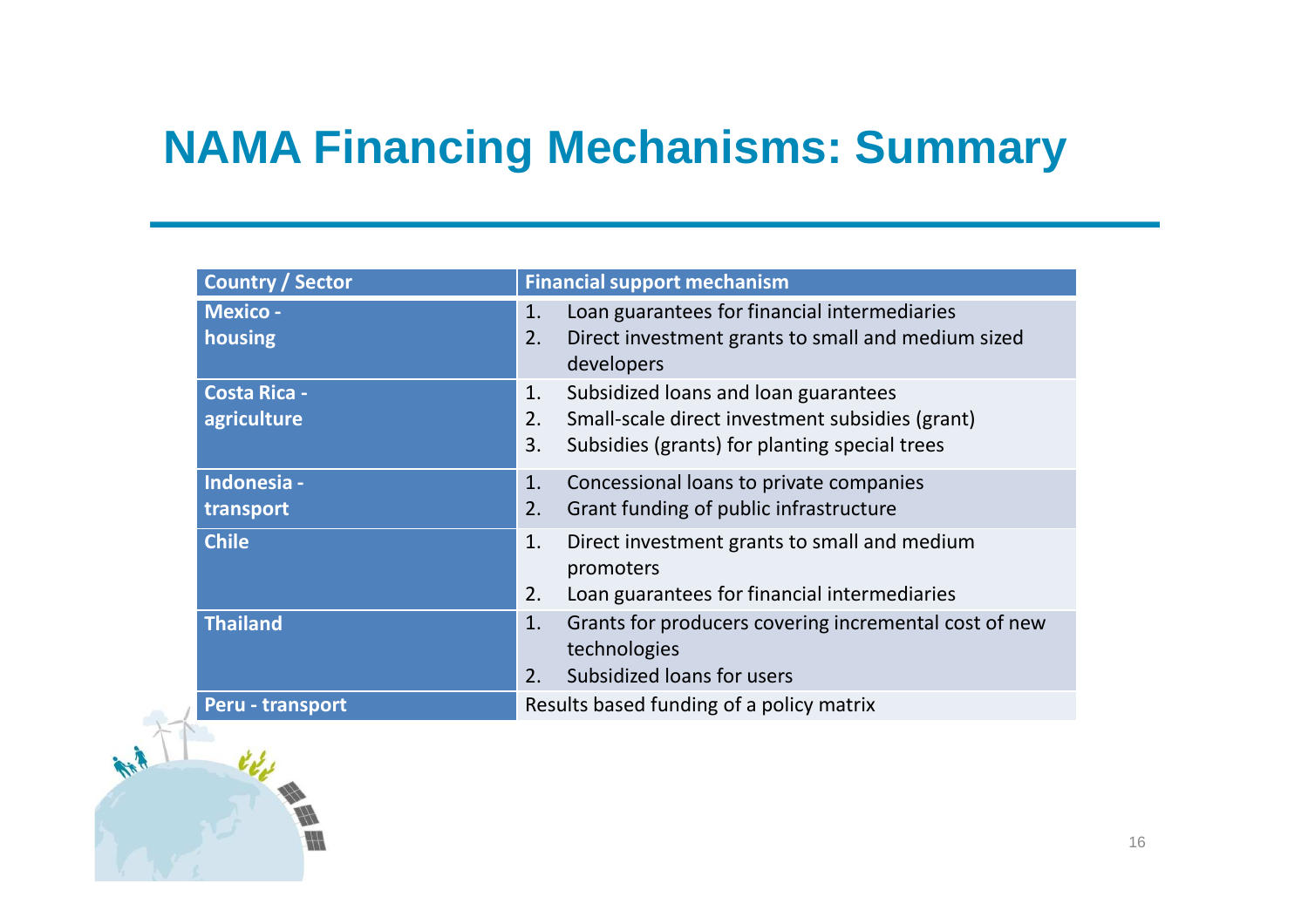# NAMA Financing Mechanisms: Summary

| Country / Sector | Financial support mechanism |
|---|---|
| Mexico - housing | 1. Loan guarantees for financial intermediaries<br>2. Direct investment grants to small and medium sized developers |
| Costa Rica - agriculture | 1. Subsidized loans and loan guarantees<br>2. Small-scale direct investment subsidies (grant)<br>3. Subsidies (grants) for planting special trees |
| Indonesia - transport | 1. Concessional loans to private companies<br>2. Grant funding of public infrastructure |
| Chile | 1. Direct investment grants to small and medium promoters<br>2. Loan guarantees for financial intermediaries |
| Thailand | 1. Grants for producers covering incremental cost of new technologies<br>2. Subsidized loans for users |
| Peru - transport | Results based funding of a policy matrix |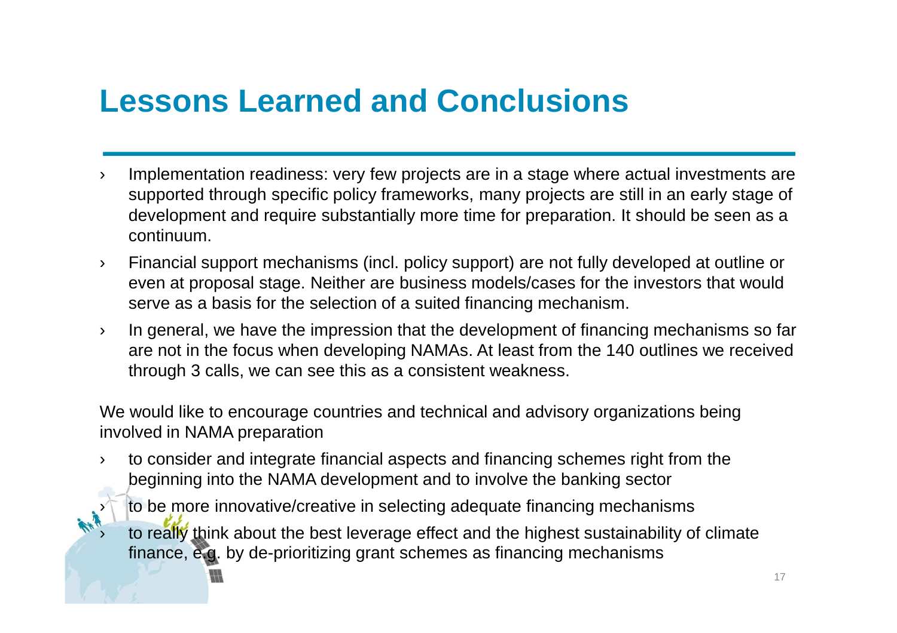# Lessons Learned and Conclusions

- Implementation readiness: very few projects are in a stage where actual investments are supported through specific policy frameworks, many projects are still in an early stage of development and require substantially more time for preparation. It should be seen as a continuum.
- Financial support mechanisms (incl. policy support) are not fully developed at outline or even at proposal stage. Neither are business models/cases for the investors that would serve as a basis for the selection of a suited financing mechanism.
- In general, we have the impression that the development of financing mechanisms so far are not in the focus when developing NAMAs. At least from the 140 outlines we received through 3 calls, we can see this as a consistent weakness.

We would like to encourage countries and technical and advisory organizations being involved in NAMA preparation

- to consider and integrate financial aspects and financing schemes right from the beginning into the NAMA development and to involve the banking sector
- to be more innovative/creative in selecting adequate financing mechanisms
- to really think about the best leverage effect and the highest sustainability of climate finance, e.g. by de-prioritizing grant schemes as financing mechanisms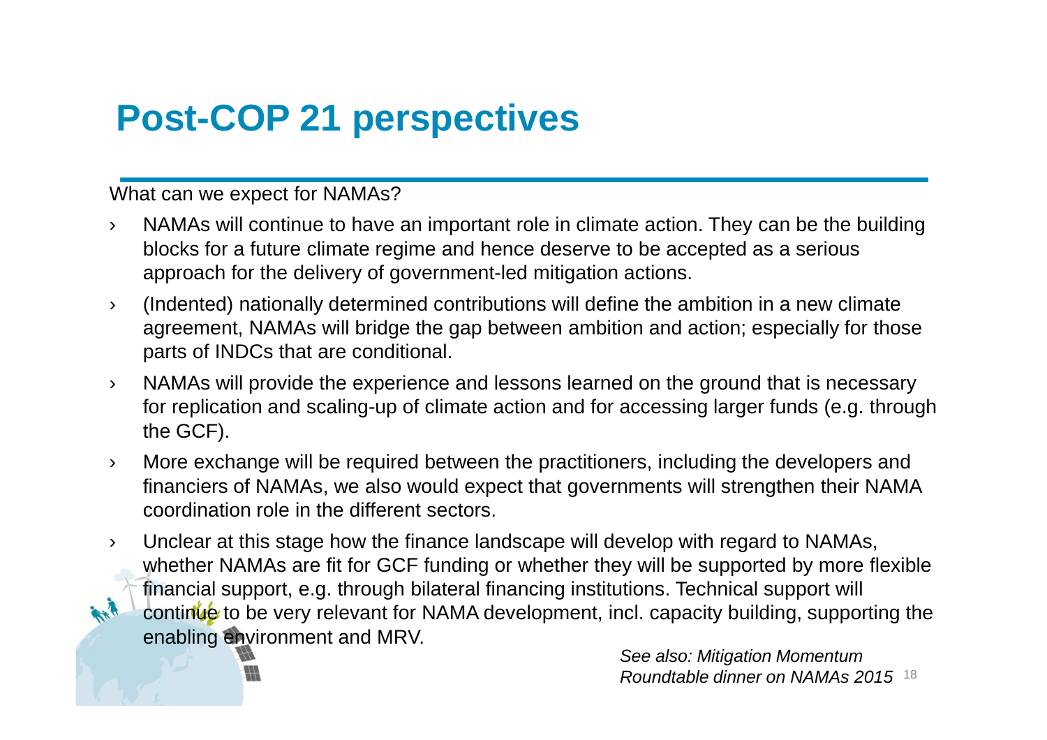# Post-COP 21 perspectives

What can we expect for NAMAs?

- NAMAs will continue to have an important role in climate action. They can be the building blocks for a future climate regime and hence deserve to be accepted as a serious approach for the delivery of government-led mitigation actions.
- (Indented) nationally determined contributions will define the ambition in a new climate agreement, NAMAs will bridge the gap between ambition and action; especially for those parts of INDCs that are conditional.
- NAMAs will provide the experience and lessons learned on the ground that is necessary for replication and scaling-up of climate action and for accessing larger funds (e.g. through the GCF).
- More exchange will be required between the practitioners, including the developers and financiers of NAMAs, we also would expect that governments will strengthen their NAMA coordination role in the different sectors.
- Unclear at this stage how the finance landscape will develop with regard to NAMAs, whether NAMAs are fit for GCF funding or whether they will be supported by more flexible financial support, e.g. through bilateral financing institutions. Technical support will continue to be very relevant for NAMA development, incl. capacity building, supporting the enabling environment and MRV.

*See also: Mitigation Momentum Roundtable dinner on NAMAs 2015*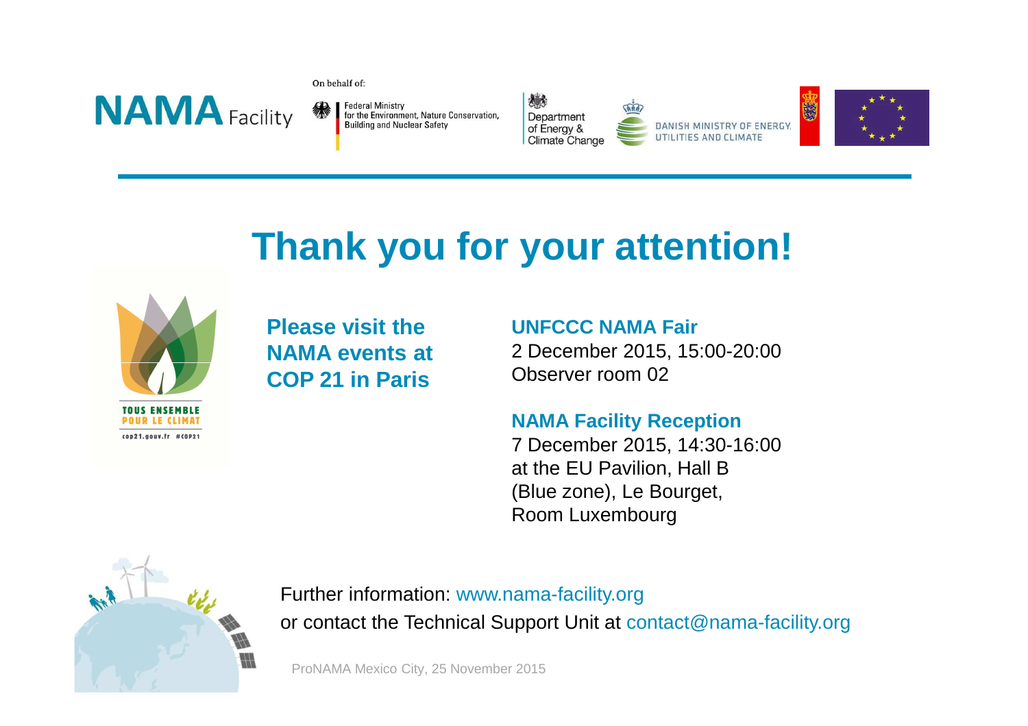On behalf of:

# Thank you for your attention!

**Please visit the NAMA events at COP 21 in Paris**

**UNFCCC NAMA Fair**
2 December 2015, 15:00-20:00
Observer room 02

**NAMA Facility Reception**
7 December 2015, 14:30-16:00
at the EU Pavilion, Hall B
(Blue zone), Le Bourget,
Room Luxembourg

Further information: www.nama-facility.org
or contact the Technical Support Unit at contact@nama-facility.org

ProNAMA Mexico City, 25 November 2015